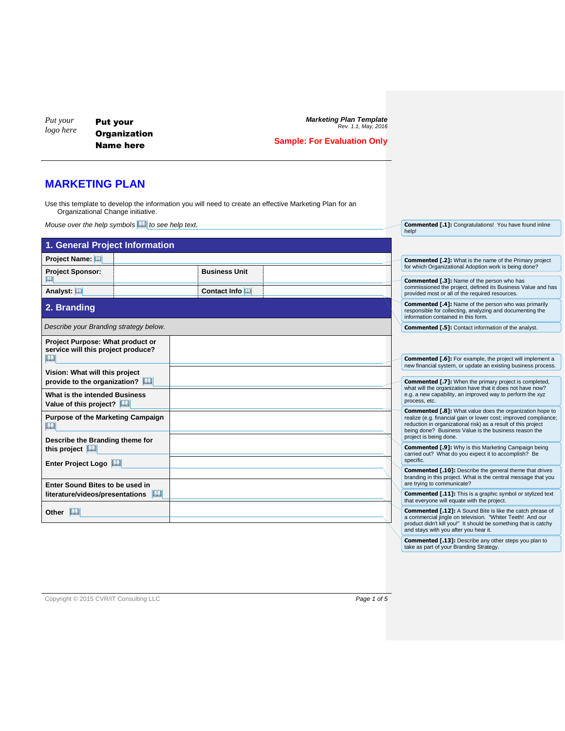Put your logo here

**Put your Organization Name here**

***Marketing Plan Template***
*Rev. 1.1, May, 2016*

**Sample: For Evaluation Only**

# MARKETING PLAN

Use this template to develop the information you will need to create an effective Marketing Plan for an Organizational Change initiative.

*Mouse over the help symbols to see help text.*

> **Commented [.1]:** Congratulations! You have found inline help!

## 1. General Project Information

| | | | |
|---|---|---|---|
| **Project Name:** | | | |
| **Project Sponsor:** | | **Business Unit** | |
| **Analyst:** | | **Contact Info** | |

> **Commented [.2]:** What is the name of the Primary project for which Organizational Adoption work is being done?
>
> **Commented [.3]:** Name of the person who has commissioned the project, defined its Business Value and has provided most or all of the required resources.
>
> **Commented [.4]:** Name of the person who was primarily responsible for collecting, analyzing and documenting the information contained in this form.
>
> **Commented [.5]:** Contact information of the analyst.

## 2. Branding

*Describe your Branding strategy below.*

| | |
|---|---|
| **Project Purpose: What product or service will this project produce?** | |
| **Vision: What will this project provide to the organization?** | |
| **What is the intended Business Value of this project?** | |
| **Purpose of the Marketing Campaign** | |
| **Describe the Branding theme for this project** | |
| **Enter Project Logo** | |
| **Enter Sound Bites to be used in literature/videos/presentations** | |
| **Other** | |

> **Commented [.6]:** For example, the project will implement a new financial system, or update an existing business process.
>
> **Commented [.7]:** When the primary project is completed, what will the organization have that it does not have now? e.g. a new capability, an improved way to perform the xyz process, etc.
>
> **Commented [.8]:** What value does the organization hope to realize (e.g. financial gain or lower cost; improved compliance; reduction in organizational risk) as a result of this project being done? Business Value is the business reason the project is being done.
>
> **Commented [.9]:** Why is this Marketing Campaign being carried out? What do you expect it to accomplish? Be specific.
>
> **Commented [.10]:** Describe the general theme that drives branding in this project. What is the central message that you are trying to communicate?
>
> **Commented [.11]:** This is a graphic symbol or stylized text that everyone will equate with the project.
>
> **Commented [.12]:** A Sound Bite is like the catch phrase of a commercial jingle on television. "Whiter Teeth! And our product didn't kill you!" It should be something that is catchy and stays with you after you hear it.
>
> **Commented [.13]:** Describe any other steps you plan to take as part of your Branding Strategy.

Copyright © 2015 CVR/IT Consulting LLC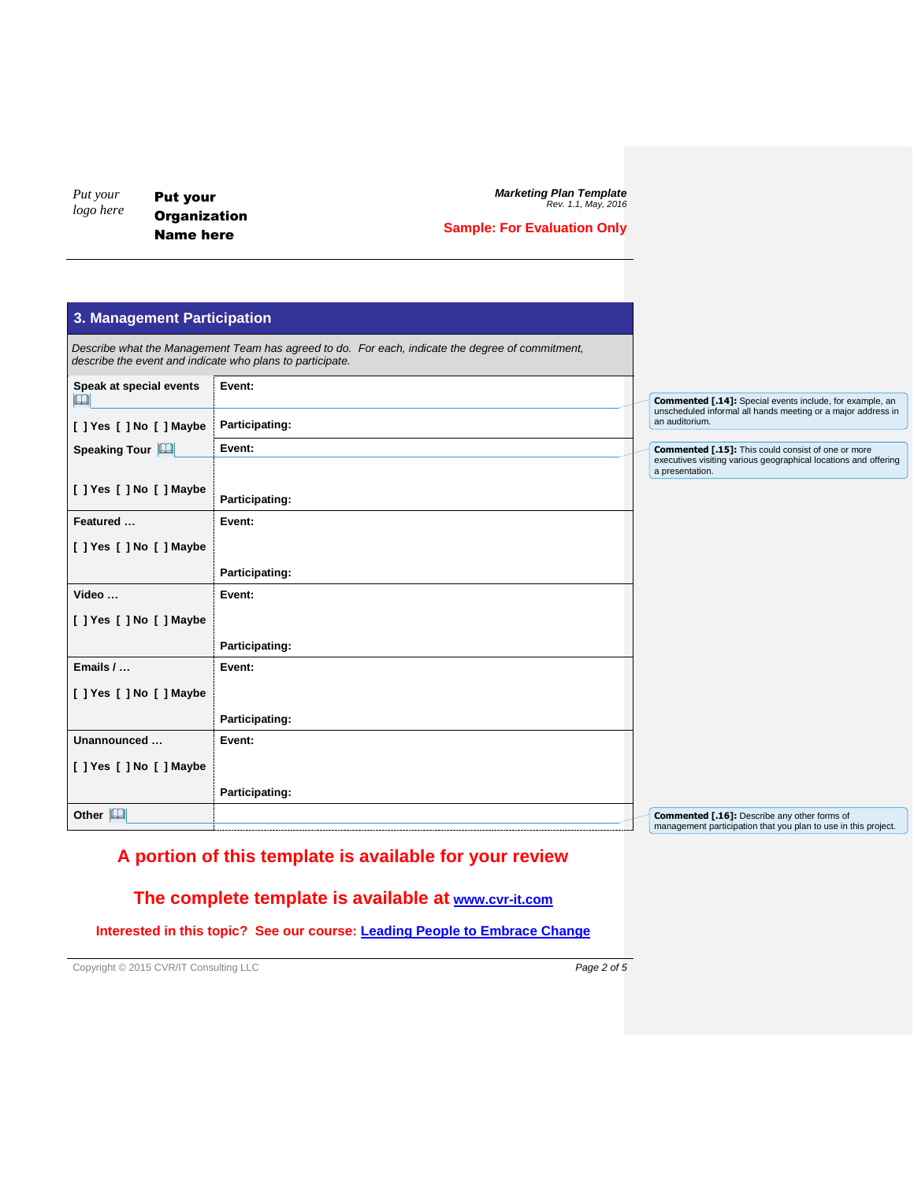Put your logo here

**Put your Organization Name here**

***Marketing Plan Template***
*Rev. 1.1, May, 2016*

**Sample: For Evaluation Only**

## 3. Management Participation

*Describe what the Management Team has agreed to do. For each, indicate the degree of commitment, describe the event and indicate who plans to participate.*

| | |
|---|---|
| **Speak at special events**<br>**[ ] Yes [ ] No [ ] Maybe** | **Event:**<br>**Participating:** |
| **Speaking Tour**<br>**[ ] Yes [ ] No [ ] Maybe** | **Event:**<br>**Participating:** |
| **Featured …**<br>**[ ] Yes [ ] No [ ] Maybe** | **Event:**<br>**Participating:** |
| **Video …**<br>**[ ] Yes [ ] No [ ] Maybe** | **Event:**<br>**Participating:** |
| **Emails / …**<br>**[ ] Yes [ ] No [ ] Maybe** | **Event:**<br>**Participating:** |
| **Unannounced …**<br>**[ ] Yes [ ] No [ ] Maybe** | **Event:**<br>**Participating:** |
| **Other** | |

**Commented [.14]:** Special events include, for example, an unscheduled informal all hands meeting or a major address in an auditorium.

**Commented [.15]:** This could consist of one or more executives visiting various geographical locations and offering a presentation.

**Commented [.16]:** Describe any other forms of management participation that you plan to use in this project.

**A portion of this template is available for your review**

**The complete template is available at [www.cvr-it.com](www.cvr-it.com)**

**Interested in this topic? See our course: [Leading People to Embrace Change]**

Copyright © 2015 CVR/IT Consulting LLC